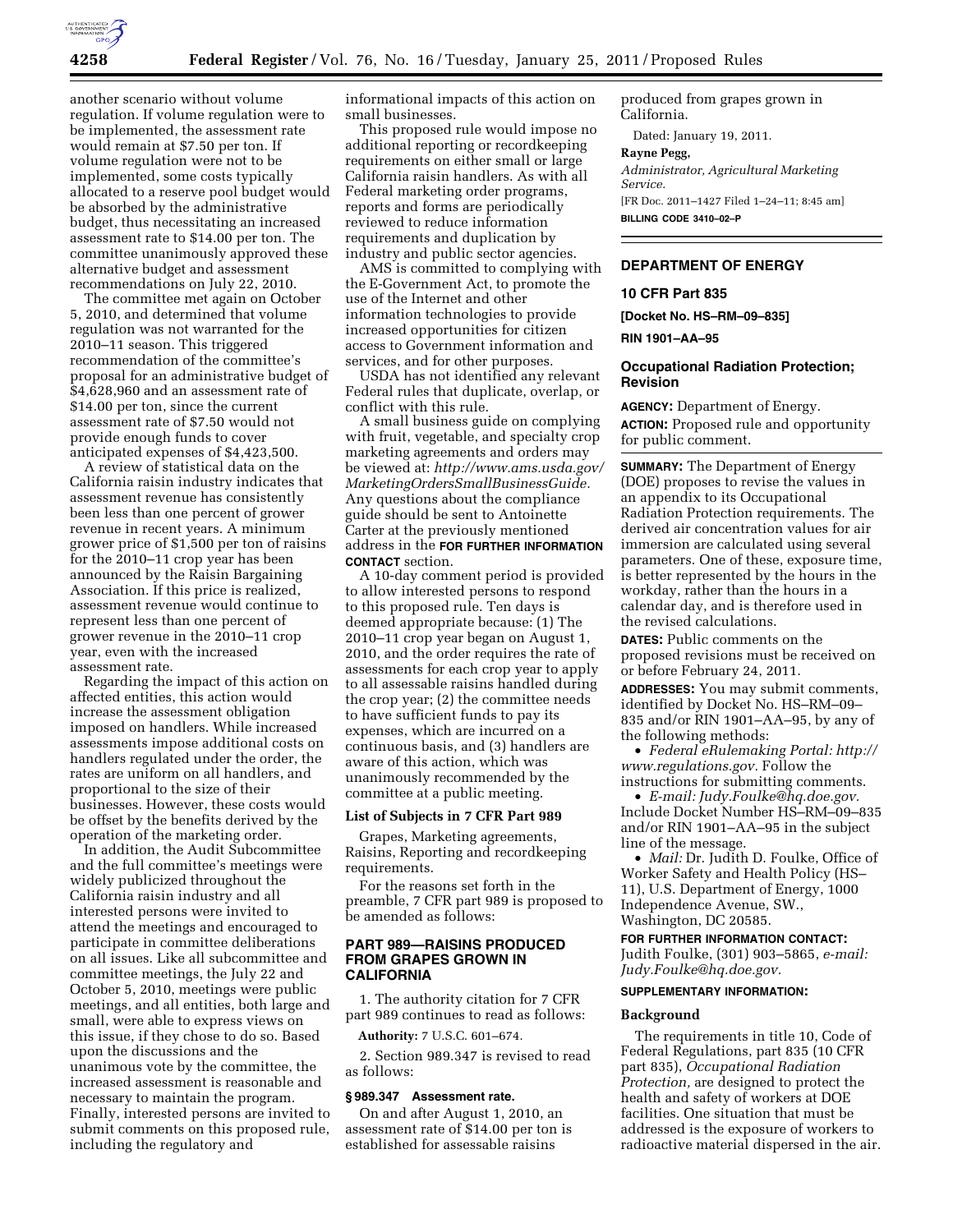another scenario without volume regulation. If volume regulation were to be implemented, the assessment rate would remain at $7.50 per ton. If volume regulation were not to be implemented, some costs typically allocated to a reserve pool budget would be absorbed by the administrative budget, thus necessitating an increased assessment rate to $14.00 per ton. The committee unanimously approved these alternative budget and assessment recommendations on July 22, 2010.

The committee met again on October 5, 2010, and determined that volume regulation was not warranted for the 2010–11 season. This triggered recommendation of the committee's proposal for an administrative budget of $4,628,960 and an assessment rate of $14.00 per ton, since the current assessment rate of $7.50 would not provide enough funds to cover anticipated expenses of $4,423,500.

A review of statistical data on the California raisin industry indicates that assessment revenue has consistently been less than one percent of grower revenue in recent years. A minimum grower price of $1,500 per ton of raisins for the 2010–11 crop year has been announced by the Raisin Bargaining Association. If this price is realized, assessment revenue would continue to represent less than one percent of grower revenue in the 2010–11 crop year, even with the increased assessment rate.

Regarding the impact of this action on affected entities, this action would increase the assessment obligation imposed on handlers. While increased assessments impose additional costs on handlers regulated under the order, the rates are uniform on all handlers, and proportional to the size of their businesses. However, these costs would be offset by the benefits derived by the operation of the marketing order.

In addition, the Audit Subcommittee and the full committee's meetings were widely publicized throughout the California raisin industry and all interested persons were invited to attend the meetings and encouraged to participate in committee deliberations on all issues. Like all subcommittee and committee meetings, the July 22 and October 5, 2010, meetings were public meetings, and all entities, both large and small, were able to express views on this issue, if they chose to do so. Based upon the discussions and the unanimous vote by the committee, the increased assessment is reasonable and necessary to maintain the program. Finally, interested persons are invited to submit comments on this proposed rule, including the regulatory and informational impacts of this action on small businesses.

This proposed rule would impose no additional reporting or recordkeeping requirements on either small or large California raisin handlers. As with all Federal marketing order programs, reports and forms are periodically reviewed to reduce information requirements and duplication by industry and public sector agencies.

AMS is committed to complying with the E-Government Act, to promote the use of the Internet and other information technologies to provide increased opportunities for citizen access to Government information and services, and for other purposes.

USDA has not identified any relevant Federal rules that duplicate, overlap, or conflict with this rule.

A small business guide on complying with fruit, vegetable, and specialty crop marketing agreements and orders may be viewed at: *http://www.ams.usda.gov/MarketingOrdersSmallBusinessGuide.* Any questions about the compliance guide should be sent to Antoinette Carter at the previously mentioned address in the **FOR FURTHER INFORMATION CONTACT** section.

A 10-day comment period is provided to allow interested persons to respond to this proposed rule. Ten days is deemed appropriate because: (1) The 2010–11 crop year began on August 1, 2010, and the order requires the rate of assessments for each crop year to apply to all assessable raisins handled during the crop year; (2) the committee needs to have sufficient funds to pay its expenses, which are incurred on a continuous basis, and (3) handlers are aware of this action, which was unanimously recommended by the committee at a public meeting.

### List of Subjects in 7 CFR Part 989

Grapes, Marketing agreements, Raisins, Reporting and recordkeeping requirements.

For the reasons set forth in the preamble, 7 CFR part 989 is proposed to be amended as follows:

## PART 989—RAISINS PRODUCED FROM GRAPES GROWN IN CALIFORNIA

1. The authority citation for 7 CFR part 989 continues to read as follows:

**Authority:** 7 U.S.C. 601–674.

2. Section 989.347 is revised to read as follows:

### § 989.347 Assessment rate.

On and after August 1, 2010, an assessment rate of $14.00 per ton is established for assessable raisins produced from grapes grown in California.

Dated: January 19, 2011.

**Rayne Pegg,**

*Administrator, Agricultural Marketing Service.*

[FR Doc. 2011–1427 Filed 1–24–11; 8:45 am]

**BILLING CODE 3410–02–P**

---

## DEPARTMENT OF ENERGY

### 10 CFR Part 835

**[Docket No. HS–RM–09–835]**

**RIN 1901–AA–95**

## Occupational Radiation Protection; Revision

**AGENCY:** Department of Energy.

**ACTION:** Proposed rule and opportunity for public comment.

**SUMMARY:** The Department of Energy (DOE) proposes to revise the values in an appendix to its Occupational Radiation Protection requirements. The derived air concentration values for air immersion are calculated using several parameters. One of these, exposure time, is better represented by the hours in the workday, rather than the hours in a calendar day, and is therefore used in the revised calculations.

**DATES:** Public comments on the proposed revisions must be received on or before February 24, 2011.

**ADDRESSES:** You may submit comments, identified by Docket No. HS–RM–09–835 and/or RIN 1901–AA–95, by any of the following methods:

- *Federal eRulemaking Portal: http://www.regulations.gov.* Follow the instructions for submitting comments.
- *E-mail: Judy.Foulke@hq.doe.gov.* Include Docket Number HS–RM–09–835 and/or RIN 1901–AA–95 in the subject line of the message.
- *Mail:* Dr. Judith D. Foulke, Office of Worker Safety and Health Policy (HS–11), U.S. Department of Energy, 1000 Independence Avenue, SW., Washington, DC 20585.

**FOR FURTHER INFORMATION CONTACT:** Judith Foulke, (301) 903–5865, *e-mail: Judy.Foulke@hq.doe.gov.*

**SUPPLEMENTARY INFORMATION:**

### Background

The requirements in title 10, Code of Federal Regulations, part 835 (10 CFR part 835), *Occupational Radiation Protection,* are designed to protect the health and safety of workers at DOE facilities. One situation that must be addressed is the exposure of workers to radioactive material dispersed in the air.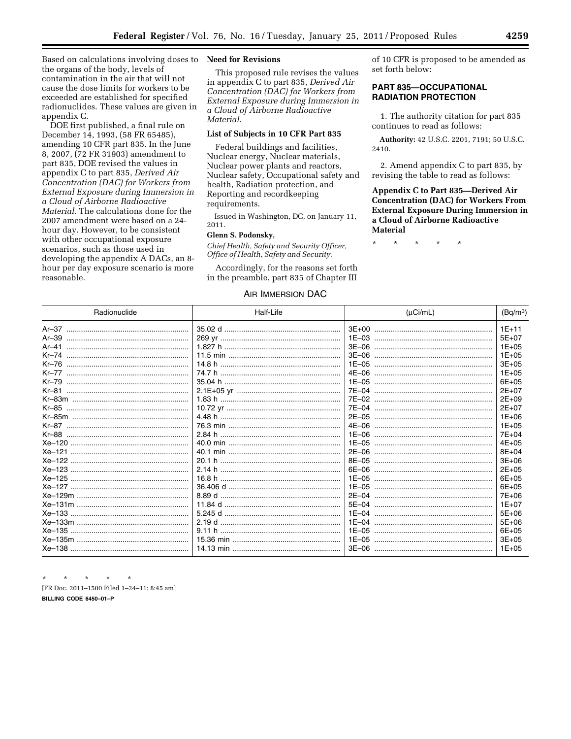Based on calculations involving doses to the organs of the body, levels of contamination in the air that will not cause the dose limits for workers to be exceeded are established for specified radionuclides. These values are given in appendix C.

DOE first published, a final rule on December 14, 1993, (58 FR 65485), amending 10 CFR part 835. In the June 8, 2007, (72 FR 31903) amendment to part 835, DOE revised the values in appendix C to part 835, *Derived Air Concentration (DAC) for Workers from External Exposure during Immersion in a Cloud of Airborne Radioactive Material.* The calculations done for the 2007 amendment were based on a 24-hour day. However, to be consistent with other occupational exposure scenarios, such as those used in developing the appendix A DACs, an 8-hour per day exposure scenario is more reasonable.

**Need for Revisions**

This proposed rule revises the values in appendix C to part 835, *Derived Air Concentration (DAC) for Workers from External Exposure during Immersion in a Cloud of Airborne Radioactive Material.*

**List of Subjects in 10 CFR Part 835**

Federal buildings and facilities, Nuclear energy, Nuclear materials, Nuclear power plants and reactors, Nuclear safety, Occupational safety and health, Radiation protection, and Reporting and recordkeeping requirements.

Issued in Washington, DC, on January 11, 2011.

**Glenn S. Podonsky,**

*Chief Health, Safety and Security Officer, Office of Health, Safety and Security.*

Accordingly, for the reasons set forth in the preamble, part 835 of Chapter III of 10 CFR is proposed to be amended as set forth below:

## PART 835—OCCUPATIONAL RADIATION PROTECTION

1. The authority citation for part 835 continues to read as follows:

**Authority:** 42 U.S.C. 2201, 7191; 50 U.S.C. 2410.

2. Amend appendix C to part 835, by revising the table to read as follows:

### Appendix C to Part 835—Derived Air Concentration (DAC) for Workers From External Exposure During Immersion in a Cloud of Airborne Radioactive Material

\* \* \* \* \*

AIR IMMERSION DAC

| Radionuclide | Half-Life | (μCi/mL) | (Bq/m³) |
|---|---|---|---|
| Ar–37 | 35.02 d | 3E+00 | 1E+11 |
| Ar–39 | 269 yr | 1E–03 | 5E+07 |
| Ar–41 | 1.827 h | 3E–06 | 1E+05 |
| Kr–74 | 11.5 min | 3E–06 | 1E+05 |
| Kr–76 | 14.8 h | 1E–05 | 3E+05 |
| Kr–77 | 74.7 h | 4E–06 | 1E+05 |
| Kr–79 | 35.04 h | 1E–05 | 6E+05 |
| Kr–81 | 2.1E+05 yr | 7E–04 | 2E+07 |
| Kr–83m | 1.83 h | 7E–02 | 2E+09 |
| Kr–85 | 10.72 yr | 7E–04 | 2E+07 |
| Kr–85m | 4.48 h | 2E–05 | 1E+06 |
| Kr–87 | 76.3 min | 4E–06 | 1E+05 |
| Kr–88 | 2.84 h | 1E–06 | 7E+04 |
| Xe–120 | 40.0 min | 1E–05 | 4E+05 |
| Xe–121 | 40.1 min | 2E–06 | 8E+04 |
| Xe–122 | 20.1 h | 8E–05 | 3E+06 |
| Xe–123 | 2.14 h | 6E–06 | 2E+05 |
| Xe–125 | 16.8 h | 1E–05 | 6E+05 |
| Xe–127 | 36.406 d | 1E–05 | 6E+05 |
| Xe–129m | 8.89 d | 2E–04 | 7E+06 |
| Xe–131m | 11.84 d | 5E–04 | 1E+07 |
| Xe–133 | 5.245 d | 1E–04 | 5E+06 |
| Xe–133m | 2.19 d | 1E–04 | 5E+06 |
| Xe–135 | 9.11 h | 1E–05 | 6E+05 |
| Xe–135m | 15.36 min | 1E–05 | 3E+05 |
| Xe–138 | 14.13 min | 3E–06 | 1E+05 |

\* \* \* \* \*

[FR Doc. 2011–1500 Filed 1–24–11; 8:45 am]

**BILLING CODE 6450–01–P**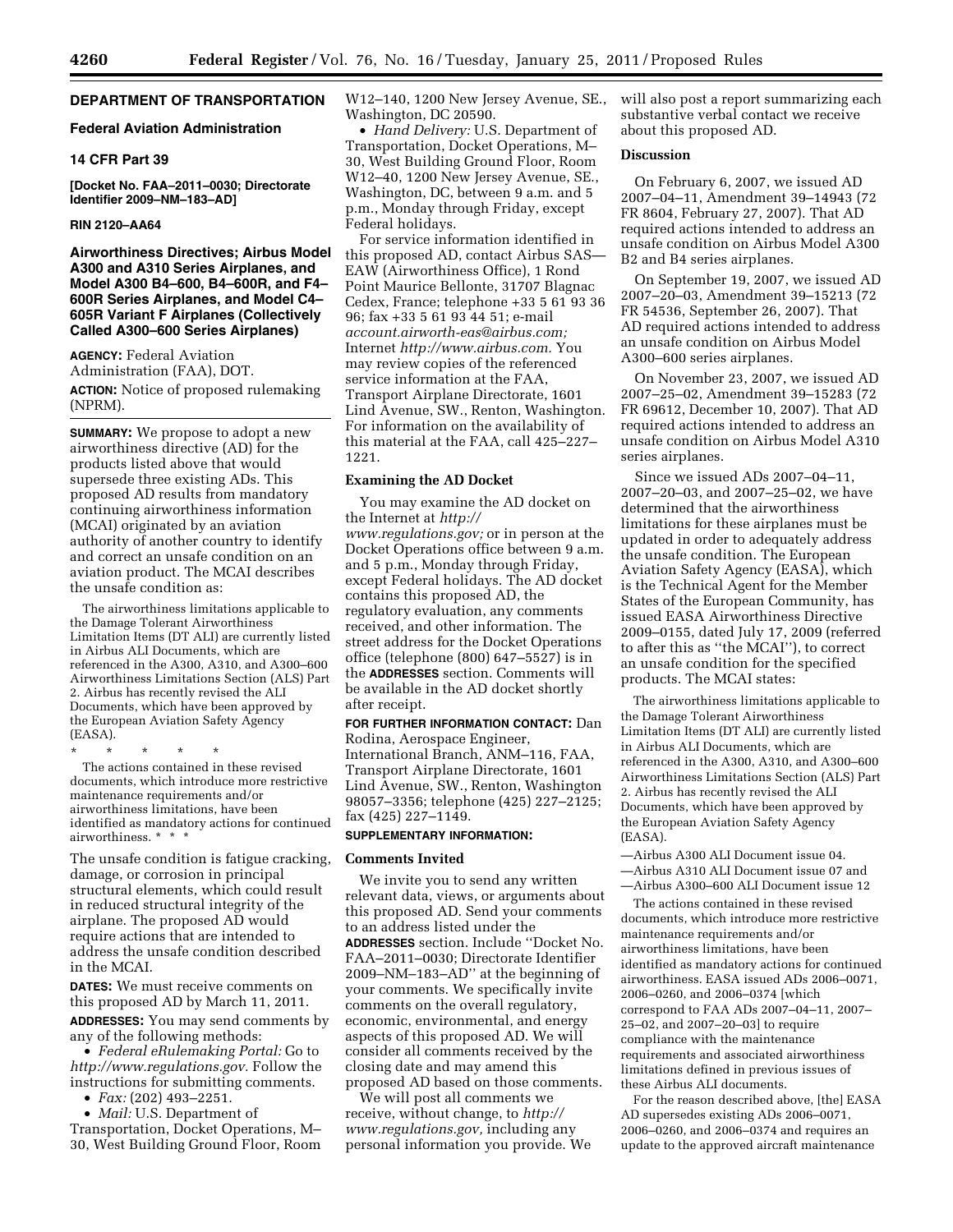**DEPARTMENT OF TRANSPORTATION**

**Federal Aviation Administration**

**14 CFR Part 39**

**[Docket No. FAA–2011–0030; Directorate Identifier 2009–NM–183–AD]**

**RIN 2120–AA64**

# Airworthiness Directives; Airbus Model A300 and A310 Series Airplanes, and Model A300 B4–600, B4–600R, and F4–600R Series Airplanes, and Model C4–605R Variant F Airplanes (Collectively Called A300–600 Series Airplanes)

**AGENCY:** Federal Aviation Administration (FAA), DOT.

**ACTION:** Notice of proposed rulemaking (NPRM).

**SUMMARY:** We propose to adopt a new airworthiness directive (AD) for the products listed above that would supersede three existing ADs. This proposed AD results from mandatory continuing airworthiness information (MCAI) originated by an aviation authority of another country to identify and correct an unsafe condition on an aviation product. The MCAI describes the unsafe condition as:

> The airworthiness limitations applicable to the Damage Tolerant Airworthiness Limitation Items (DT ALI) are currently listed in Airbus ALI Documents, which are referenced in the A300, A310, and A300–600 Airworthiness Limitations Section (ALS) Part 2. Airbus has recently revised the ALI Documents, which have been approved by the European Aviation Safety Agency (EASA).
>
> \* \* \* \* \*
>
> The actions contained in these revised documents, which introduce more restrictive maintenance requirements and/or airworthiness limitations, have been identified as mandatory actions for continued airworthiness. \* \* \*

The unsafe condition is fatigue cracking, damage, or corrosion in principal structural elements, which could result in reduced structural integrity of the airplane. The proposed AD would require actions that are intended to address the unsafe condition described in the MCAI.

**DATES:** We must receive comments on this proposed AD by March 11, 2011.

**ADDRESSES:** You may send comments by any of the following methods:

- *Federal eRulemaking Portal:* Go to *http://www.regulations.gov.* Follow the instructions for submitting comments.
- *Fax:* (202) 493–2251.
- *Mail:* U.S. Department of Transportation, Docket Operations, M–30, West Building Ground Floor, Room W12–140, 1200 New Jersey Avenue, SE., Washington, DC 20590.
- *Hand Delivery:* U.S. Department of Transportation, Docket Operations, M–30, West Building Ground Floor, Room W12–40, 1200 New Jersey Avenue, SE., Washington, DC, between 9 a.m. and 5 p.m., Monday through Friday, except Federal holidays.

For service information identified in this proposed AD, contact Airbus SAS—EAW (Airworthiness Office), 1 Rond Point Maurice Bellonte, 31707 Blagnac Cedex, France; telephone +33 5 61 93 36 96; fax +33 5 61 93 44 51; e-mail *account.airworth-eas@airbus.com;* Internet *http://www.airbus.com.* You may review copies of the referenced service information at the FAA, Transport Airplane Directorate, 1601 Lind Avenue, SW., Renton, Washington. For information on the availability of this material at the FAA, call 425–227–1221.

## Examining the AD Docket

You may examine the AD docket on the Internet at *http://www.regulations.gov;* or in person at the Docket Operations office between 9 a.m. and 5 p.m., Monday through Friday, except Federal holidays. The AD docket contains this proposed AD, the regulatory evaluation, any comments received, and other information. The street address for the Docket Operations office (telephone (800) 647–5527) is in the **ADDRESSES** section. Comments will be available in the AD docket shortly after receipt.

**FOR FURTHER INFORMATION CONTACT:** Dan Rodina, Aerospace Engineer, International Branch, ANM–116, FAA, Transport Airplane Directorate, 1601 Lind Avenue, SW., Renton, Washington 98057–3356; telephone (425) 227–2125; fax (425) 227–1149.

**SUPPLEMENTARY INFORMATION:**

## Comments Invited

We invite you to send any written relevant data, views, or arguments about this proposed AD. Send your comments to an address listed under the **ADDRESSES** section. Include "Docket No. FAA–2011–0030; Directorate Identifier 2009–NM–183–AD" at the beginning of your comments. We specifically invite comments on the overall regulatory, economic, environmental, and energy aspects of this proposed AD. We will consider all comments received by the closing date and may amend this proposed AD based on those comments.

We will post all comments we receive, without change, to *http://www.regulations.gov,* including any personal information you provide. We will also post a report summarizing each substantive verbal contact we receive about this proposed AD.

## Discussion

On February 6, 2007, we issued AD 2007–04–11, Amendment 39–14943 (72 FR 8604, February 27, 2007). That AD required actions intended to address an unsafe condition on Airbus Model A300 B2 and B4 series airplanes.

On September 19, 2007, we issued AD 2007–20–03, Amendment 39–15213 (72 FR 54536, September 26, 2007). That AD required actions intended to address an unsafe condition on Airbus Model A300–600 series airplanes.

On November 23, 2007, we issued AD 2007–25–02, Amendment 39–15283 (72 FR 69612, December 10, 2007). That AD required actions intended to address an unsafe condition on Airbus Model A310 series airplanes.

Since we issued ADs 2007–04–11, 2007–20–03, and 2007–25–02, we have determined that the airworthiness limitations for these airplanes must be updated in order to adequately address the unsafe condition. The European Aviation Safety Agency (EASA), which is the Technical Agent for the Member States of the European Community, has issued EASA Airworthiness Directive 2009–0155, dated July 17, 2009 (referred to after this as "the MCAI"), to correct an unsafe condition for the specified products. The MCAI states:

> The airworthiness limitations applicable to the Damage Tolerant Airworthiness Limitation Items (DT ALI) are currently listed in Airbus ALI Documents, which are referenced in the A300, A310, and A300–600 Airworthiness Limitations Section (ALS) Part 2. Airbus has recently revised the ALI Documents, which have been approved by the European Aviation Safety Agency (EASA).
>
> —Airbus A300 ALI Document issue 04.
> —Airbus A310 ALI Document issue 07 and
> —Airbus A300–600 ALI Document issue 12
>
> The actions contained in these revised documents, which introduce more restrictive maintenance requirements and/or airworthiness limitations, have been identified as mandatory actions for continued airworthiness. EASA issued ADs 2006–0071, 2006–0260, and 2006–0374 [which correspond to FAA ADs 2007–04–11, 2007–25–02, and 2007–20–03] to require compliance with the maintenance requirements and associated airworthiness limitations defined in previous issues of these Airbus ALI documents.
>
> For the reason described above, [the] EASA AD supersedes existing ADs 2006–0071, 2006–0260, and 2006–0374 and requires an update to the approved aircraft maintenance